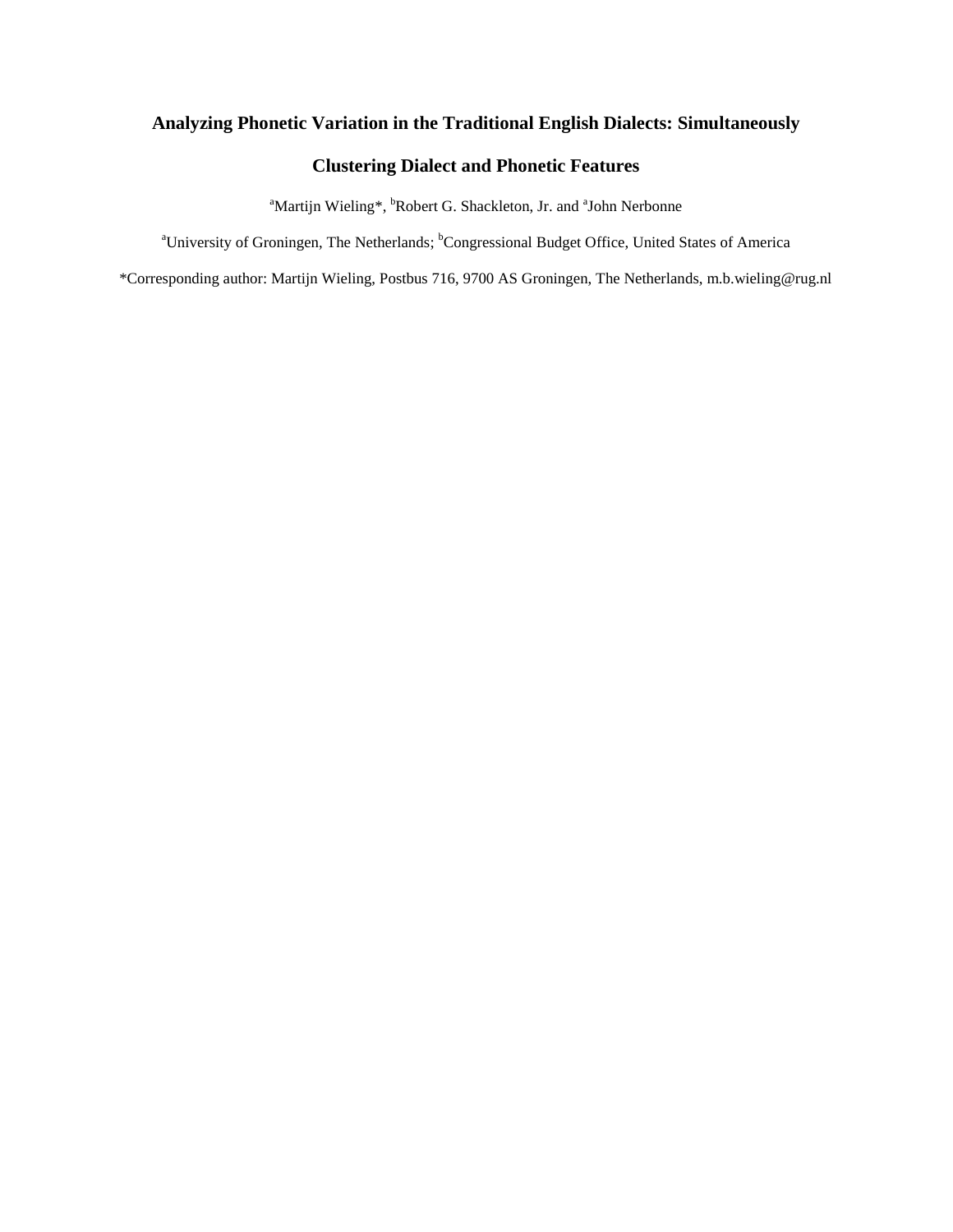# Analyzing Phonetic Variation in the Traditional English Dialects: Simultaneously Clustering Dialect and Phonetic Features

[a]Martijn Wieling*, [b]Robert G. Shackleton, Jr. and [a]John Nerbonne

[a]University of Groningen, The Netherlands; [b]Congressional Budget Office, United States of America

*Corresponding author: Martijn Wieling, Postbus 716, 9700 AS Groningen, The Netherlands, m.b.wieling@rug.nl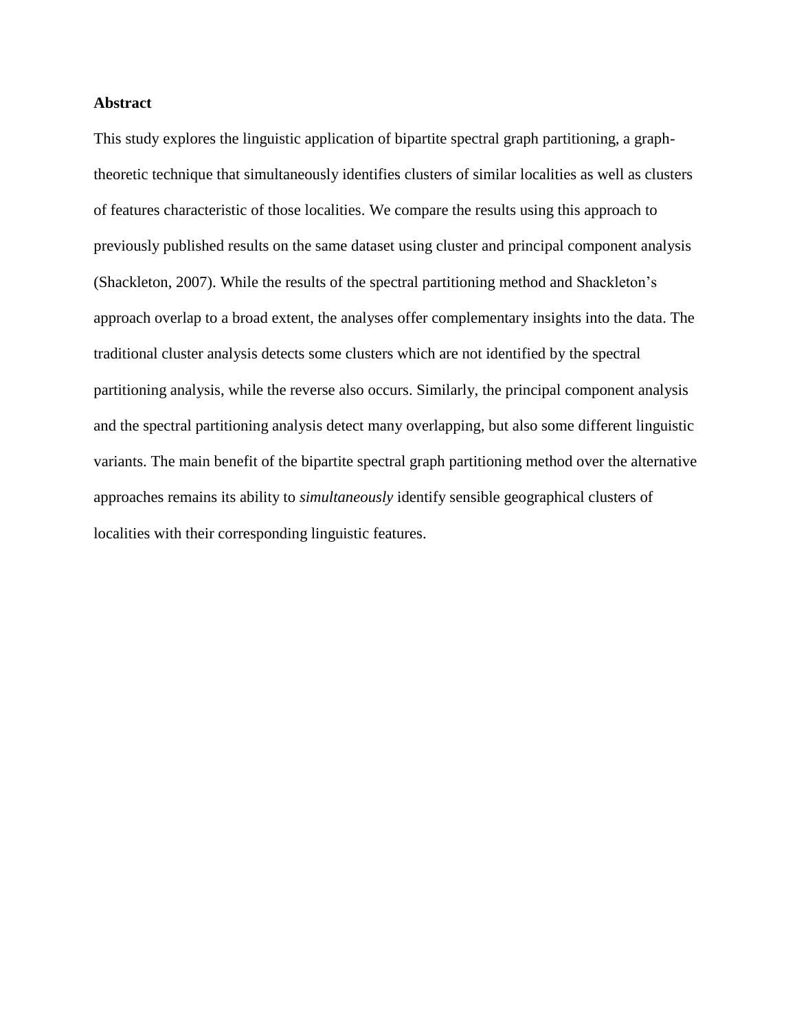## Abstract

This study explores the linguistic application of bipartite spectral graph partitioning, a graph-theoretic technique that simultaneously identifies clusters of similar localities as well as clusters of features characteristic of those localities. We compare the results using this approach to previously published results on the same dataset using cluster and principal component analysis (Shackleton, 2007). While the results of the spectral partitioning method and Shackleton's approach overlap to a broad extent, the analyses offer complementary insights into the data. The traditional cluster analysis detects some clusters which are not identified by the spectral partitioning analysis, while the reverse also occurs. Similarly, the principal component analysis and the spectral partitioning analysis detect many overlapping, but also some different linguistic variants. The main benefit of the bipartite spectral graph partitioning method over the alternative approaches remains its ability to *simultaneously* identify sensible geographical clusters of localities with their corresponding linguistic features.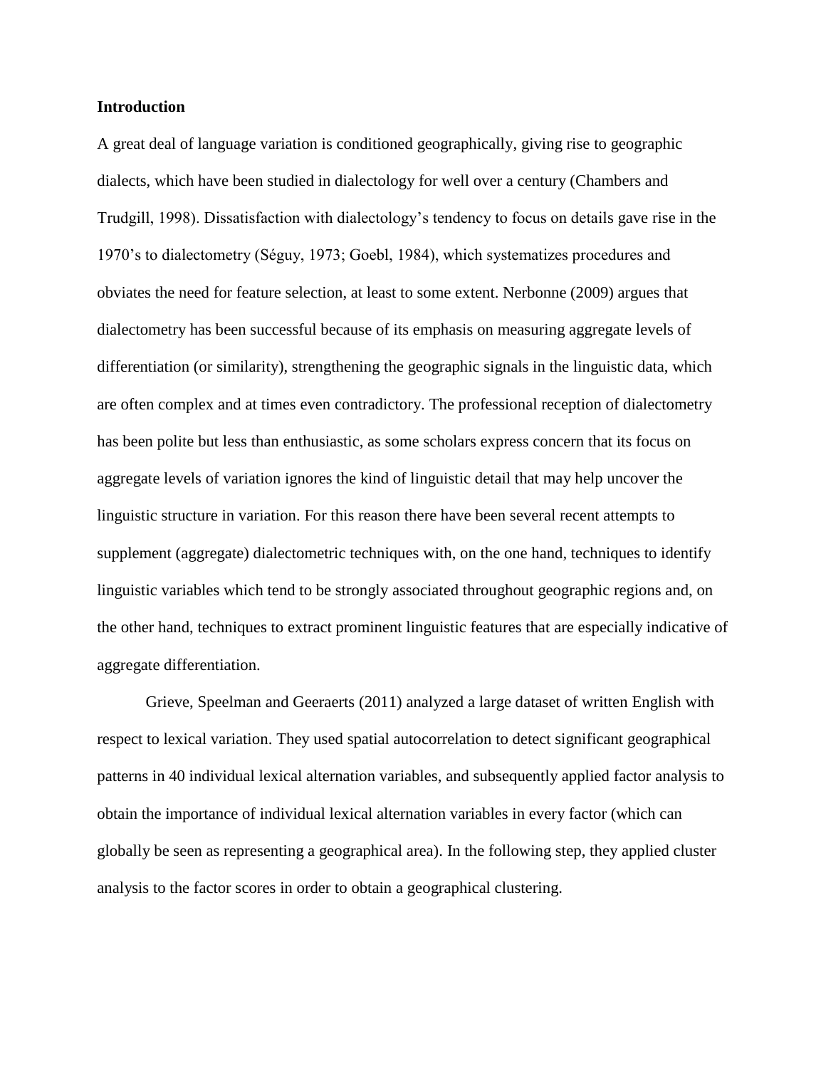## Introduction

A great deal of language variation is conditioned geographically, giving rise to geographic dialects, which have been studied in dialectology for well over a century (Chambers and Trudgill, 1998). Dissatisfaction with dialectology's tendency to focus on details gave rise in the 1970's to dialectometry (Séguy, 1973; Goebl, 1984), which systematizes procedures and obviates the need for feature selection, at least to some extent. Nerbonne (2009) argues that dialectometry has been successful because of its emphasis on measuring aggregate levels of differentiation (or similarity), strengthening the geographic signals in the linguistic data, which are often complex and at times even contradictory. The professional reception of dialectometry has been polite but less than enthusiastic, as some scholars express concern that its focus on aggregate levels of variation ignores the kind of linguistic detail that may help uncover the linguistic structure in variation. For this reason there have been several recent attempts to supplement (aggregate) dialectometric techniques with, on the one hand, techniques to identify linguistic variables which tend to be strongly associated throughout geographic regions and, on the other hand, techniques to extract prominent linguistic features that are especially indicative of aggregate differentiation.

Grieve, Speelman and Geeraerts (2011) analyzed a large dataset of written English with respect to lexical variation. They used spatial autocorrelation to detect significant geographical patterns in 40 individual lexical alternation variables, and subsequently applied factor analysis to obtain the importance of individual lexical alternation variables in every factor (which can globally be seen as representing a geographical area). In the following step, they applied cluster analysis to the factor scores in order to obtain a geographical clustering.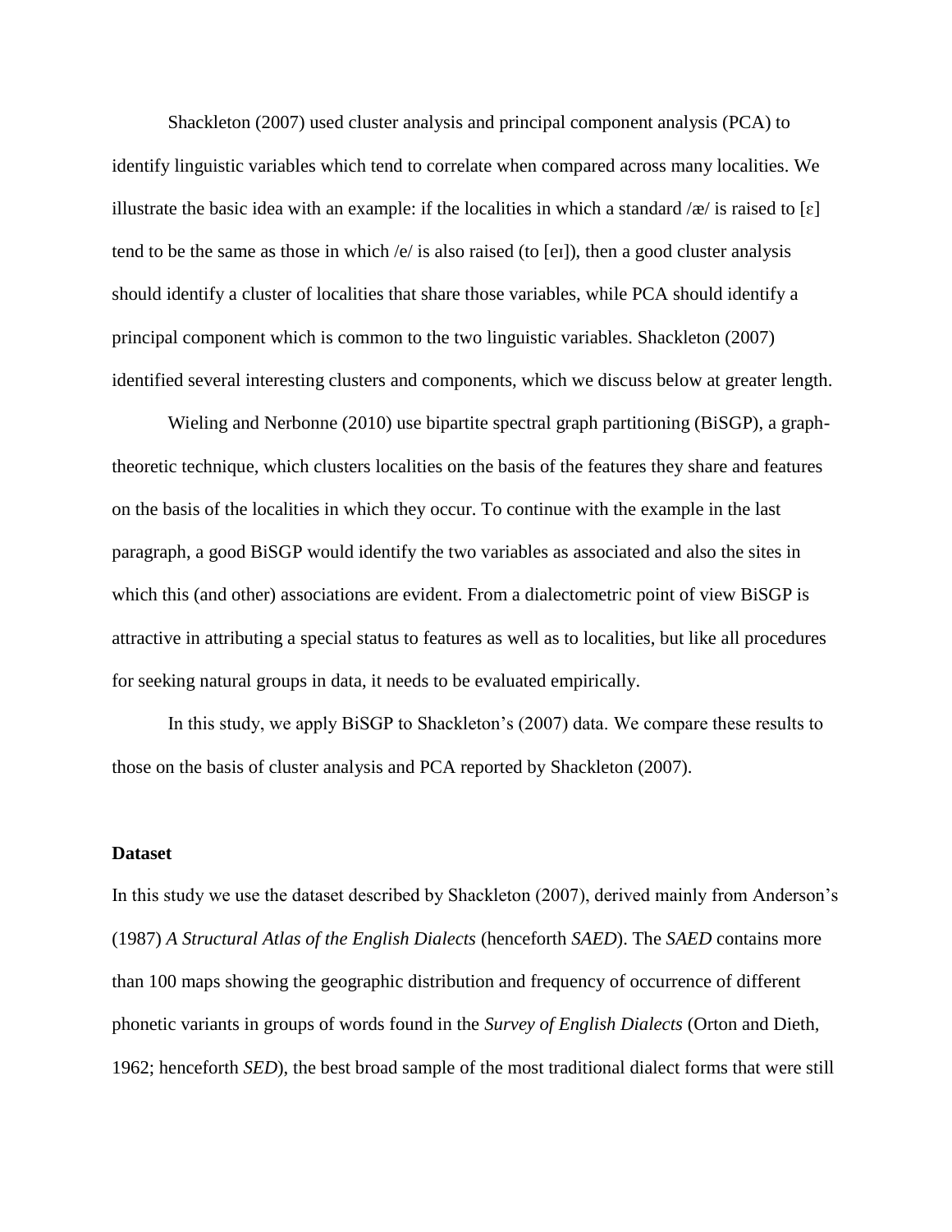Shackleton (2007) used cluster analysis and principal component analysis (PCA) to identify linguistic variables which tend to correlate when compared across many localities. We illustrate the basic idea with an example: if the localities in which a standard /æ/ is raised to [ɛ] tend to be the same as those in which /e/ is also raised (to [eɪ]), then a good cluster analysis should identify a cluster of localities that share those variables, while PCA should identify a principal component which is common to the two linguistic variables. Shackleton (2007) identified several interesting clusters and components, which we discuss below at greater length.

Wieling and Nerbonne (2010) use bipartite spectral graph partitioning (BiSGP), a graph-theoretic technique, which clusters localities on the basis of the features they share and features on the basis of the localities in which they occur. To continue with the example in the last paragraph, a good BiSGP would identify the two variables as associated and also the sites in which this (and other) associations are evident. From a dialectometric point of view BiSGP is attractive in attributing a special status to features as well as to localities, but like all procedures for seeking natural groups in data, it needs to be evaluated empirically.

In this study, we apply BiSGP to Shackleton's (2007) data. We compare these results to those on the basis of cluster analysis and PCA reported by Shackleton (2007).

**Dataset**

In this study we use the dataset described by Shackleton (2007), derived mainly from Anderson's (1987) *A Structural Atlas of the English Dialects* (henceforth *SAED*). The *SAED* contains more than 100 maps showing the geographic distribution and frequency of occurrence of different phonetic variants in groups of words found in the *Survey of English Dialects* (Orton and Dieth, 1962; henceforth *SED*), the best broad sample of the most traditional dialect forms that were still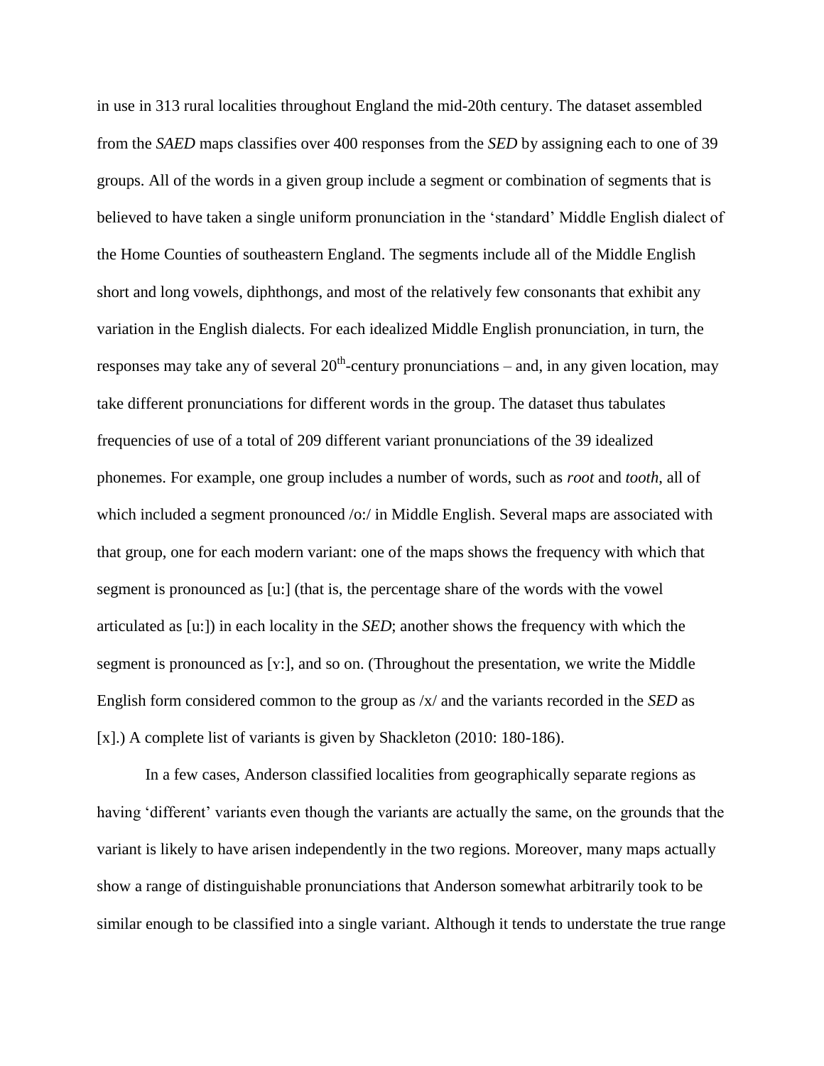in use in 313 rural localities throughout England the mid-20th century. The dataset assembled from the *SAED* maps classifies over 400 responses from the *SED* by assigning each to one of 39 groups. All of the words in a given group include a segment or combination of segments that is believed to have taken a single uniform pronunciation in the 'standard' Middle English dialect of the Home Counties of southeastern England. The segments include all of the Middle English short and long vowels, diphthongs, and most of the relatively few consonants that exhibit any variation in the English dialects. For each idealized Middle English pronunciation, in turn, the responses may take any of several 20th-century pronunciations – and, in any given location, may take different pronunciations for different words in the group. The dataset thus tabulates frequencies of use of a total of 209 different variant pronunciations of the 39 idealized phonemes. For example, one group includes a number of words, such as *root* and *tooth*, all of which included a segment pronounced /o:/ in Middle English. Several maps are associated with that group, one for each modern variant: one of the maps shows the frequency with which that segment is pronounced as [u:] (that is, the percentage share of the words with the vowel articulated as [u:]) in each locality in the *SED*; another shows the frequency with which the segment is pronounced as [ʏ:], and so on. (Throughout the presentation, we write the Middle English form considered common to the group as /x/ and the variants recorded in the *SED* as [x].) A complete list of variants is given by Shackleton (2010: 180-186).

In a few cases, Anderson classified localities from geographically separate regions as having 'different' variants even though the variants are actually the same, on the grounds that the variant is likely to have arisen independently in the two regions. Moreover, many maps actually show a range of distinguishable pronunciations that Anderson somewhat arbitrarily took to be similar enough to be classified into a single variant. Although it tends to understate the true range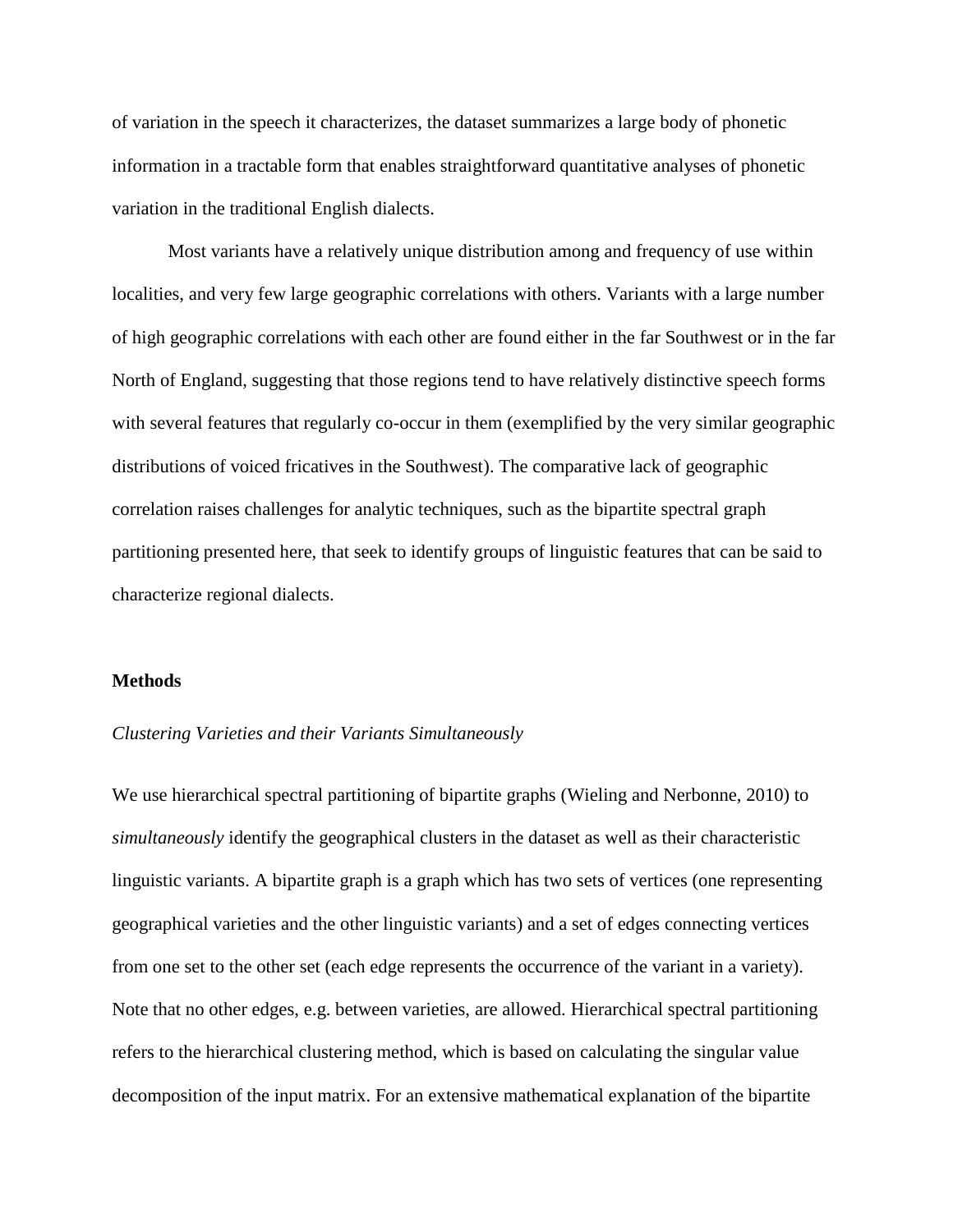of variation in the speech it characterizes, the dataset summarizes a large body of phonetic information in a tractable form that enables straightforward quantitative analyses of phonetic variation in the traditional English dialects.

Most variants have a relatively unique distribution among and frequency of use within localities, and very few large geographic correlations with others. Variants with a large number of high geographic correlations with each other are found either in the far Southwest or in the far North of England, suggesting that those regions tend to have relatively distinctive speech forms with several features that regularly co-occur in them (exemplified by the very similar geographic distributions of voiced fricatives in the Southwest). The comparative lack of geographic correlation raises challenges for analytic techniques, such as the bipartite spectral graph partitioning presented here, that seek to identify groups of linguistic features that can be said to characterize regional dialects.

**Methods**

*Clustering Varieties and their Variants Simultaneously*

We use hierarchical spectral partitioning of bipartite graphs (Wieling and Nerbonne, 2010) to *simultaneously* identify the geographical clusters in the dataset as well as their characteristic linguistic variants. A bipartite graph is a graph which has two sets of vertices (one representing geographical varieties and the other linguistic variants) and a set of edges connecting vertices from one set to the other set (each edge represents the occurrence of the variant in a variety). Note that no other edges, e.g. between varieties, are allowed. Hierarchical spectral partitioning refers to the hierarchical clustering method, which is based on calculating the singular value decomposition of the input matrix. For an extensive mathematical explanation of the bipartite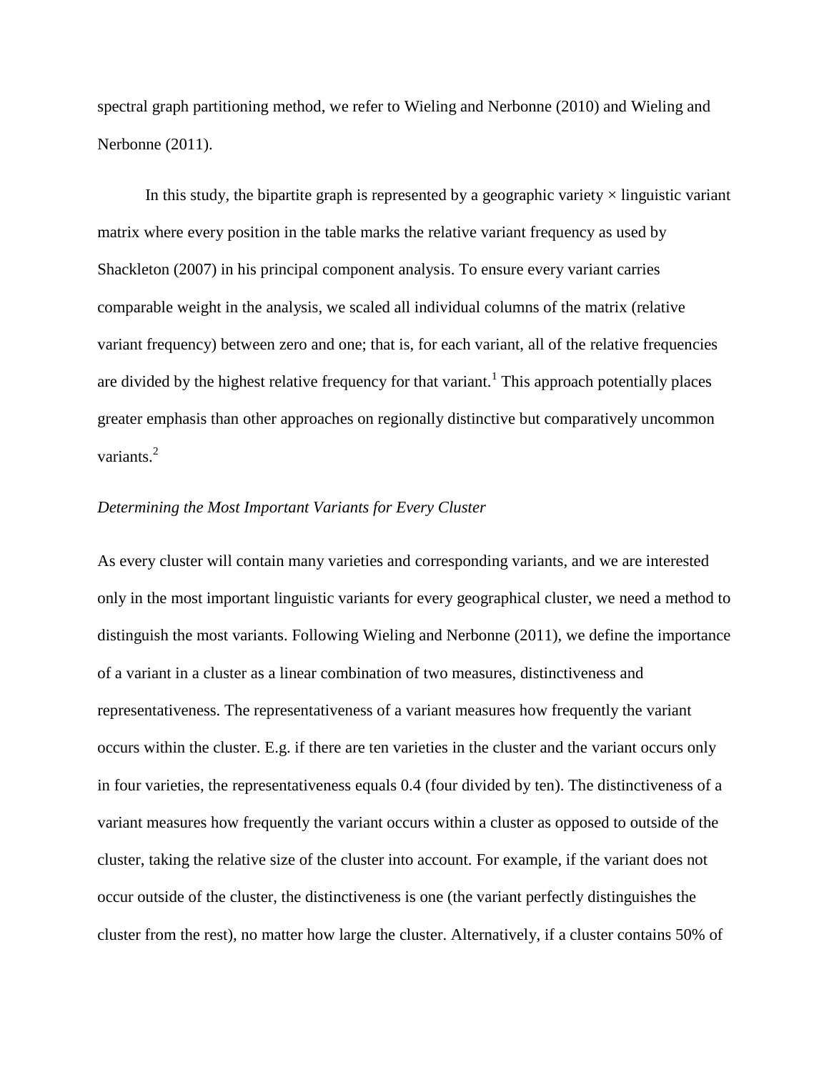spectral graph partitioning method, we refer to Wieling and Nerbonne (2010) and Wieling and Nerbonne (2011).

In this study, the bipartite graph is represented by a geographic variety × linguistic variant matrix where every position in the table marks the relative variant frequency as used by Shackleton (2007) in his principal component analysis. To ensure every variant carries comparable weight in the analysis, we scaled all individual columns of the matrix (relative variant frequency) between zero and one; that is, for each variant, all of the relative frequencies are divided by the highest relative frequency for that variant.[1] This approach potentially places greater emphasis than other approaches on regionally distinctive but comparatively uncommon variants.[2]

*Determining the Most Important Variants for Every Cluster*

As every cluster will contain many varieties and corresponding variants, and we are interested only in the most important linguistic variants for every geographical cluster, we need a method to distinguish the most variants. Following Wieling and Nerbonne (2011), we define the importance of a variant in a cluster as a linear combination of two measures, distinctiveness and representativeness. The representativeness of a variant measures how frequently the variant occurs within the cluster. E.g. if there are ten varieties in the cluster and the variant occurs only in four varieties, the representativeness equals 0.4 (four divided by ten). The distinctiveness of a variant measures how frequently the variant occurs within a cluster as opposed to outside of the cluster, taking the relative size of the cluster into account. For example, if the variant does not occur outside of the cluster, the distinctiveness is one (the variant perfectly distinguishes the cluster from the rest), no matter how large the cluster. Alternatively, if a cluster contains 50% of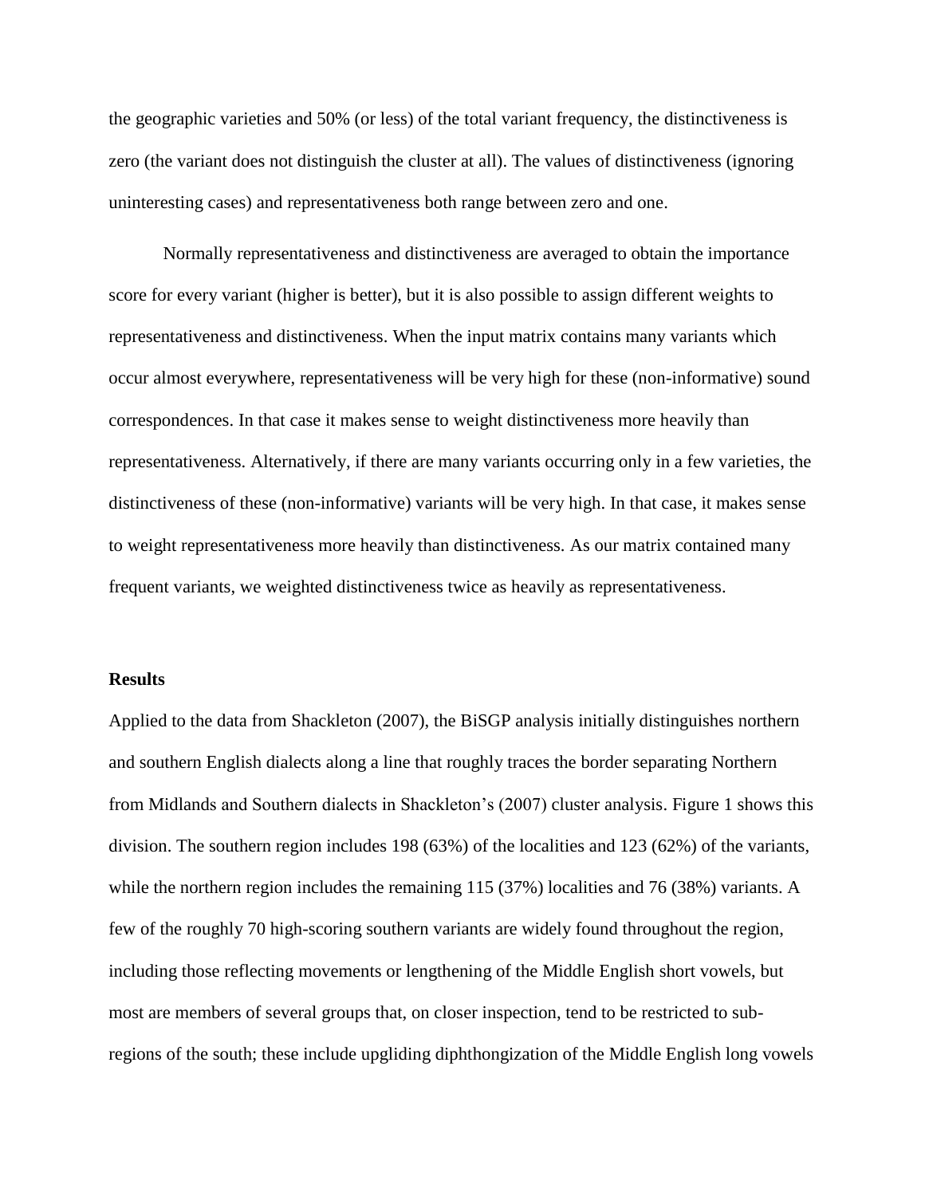the geographic varieties and 50% (or less) of the total variant frequency, the distinctiveness is zero (the variant does not distinguish the cluster at all). The values of distinctiveness (ignoring uninteresting cases) and representativeness both range between zero and one.

Normally representativeness and distinctiveness are averaged to obtain the importance score for every variant (higher is better), but it is also possible to assign different weights to representativeness and distinctiveness. When the input matrix contains many variants which occur almost everywhere, representativeness will be very high for these (non-informative) sound correspondences. In that case it makes sense to weight distinctiveness more heavily than representativeness. Alternatively, if there are many variants occurring only in a few varieties, the distinctiveness of these (non-informative) variants will be very high. In that case, it makes sense to weight representativeness more heavily than distinctiveness. As our matrix contained many frequent variants, we weighted distinctiveness twice as heavily as representativeness.

**Results**

Applied to the data from Shackleton (2007), the BiSGP analysis initially distinguishes northern and southern English dialects along a line that roughly traces the border separating Northern from Midlands and Southern dialects in Shackleton's (2007) cluster analysis. Figure 1 shows this division. The southern region includes 198 (63%) of the localities and 123 (62%) of the variants, while the northern region includes the remaining 115 (37%) localities and 76 (38%) variants. A few of the roughly 70 high-scoring southern variants are widely found throughout the region, including those reflecting movements or lengthening of the Middle English short vowels, but most are members of several groups that, on closer inspection, tend to be restricted to sub-regions of the south; these include upgliding diphthongization of the Middle English long vowels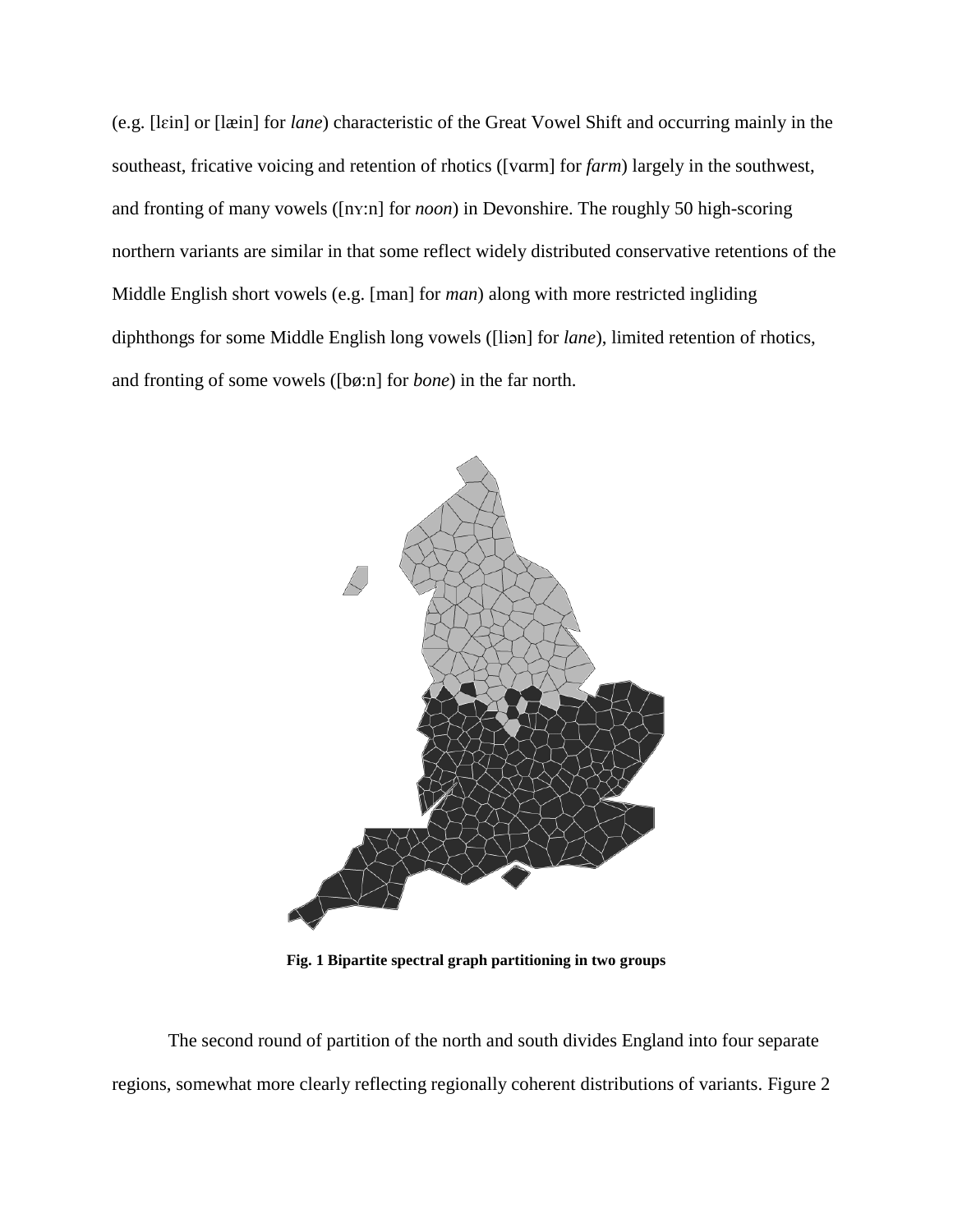(e.g. [lɛin] or [læin] for *lane*) characteristic of the Great Vowel Shift and occurring mainly in the southeast, fricative voicing and retention of rhotics ([vɑrm] for *farm*) largely in the southwest, and fronting of many vowels ([nʏ:n] for *noon*) in Devonshire. The roughly 50 high-scoring northern variants are similar in that some reflect widely distributed conservative retentions of the Middle English short vowels (e.g. [man] for *man*) along with more restricted ingliding diphthongs for some Middle English long vowels ([liən] for *lane*), limited retention of rhotics, and fronting of some vowels ([bø:n] for *bone*) in the far north.

**Fig. 1 Bipartite spectral graph partitioning in two groups**

The second round of partition of the north and south divides England into four separate regions, somewhat more clearly reflecting regionally coherent distributions of variants. Figure 2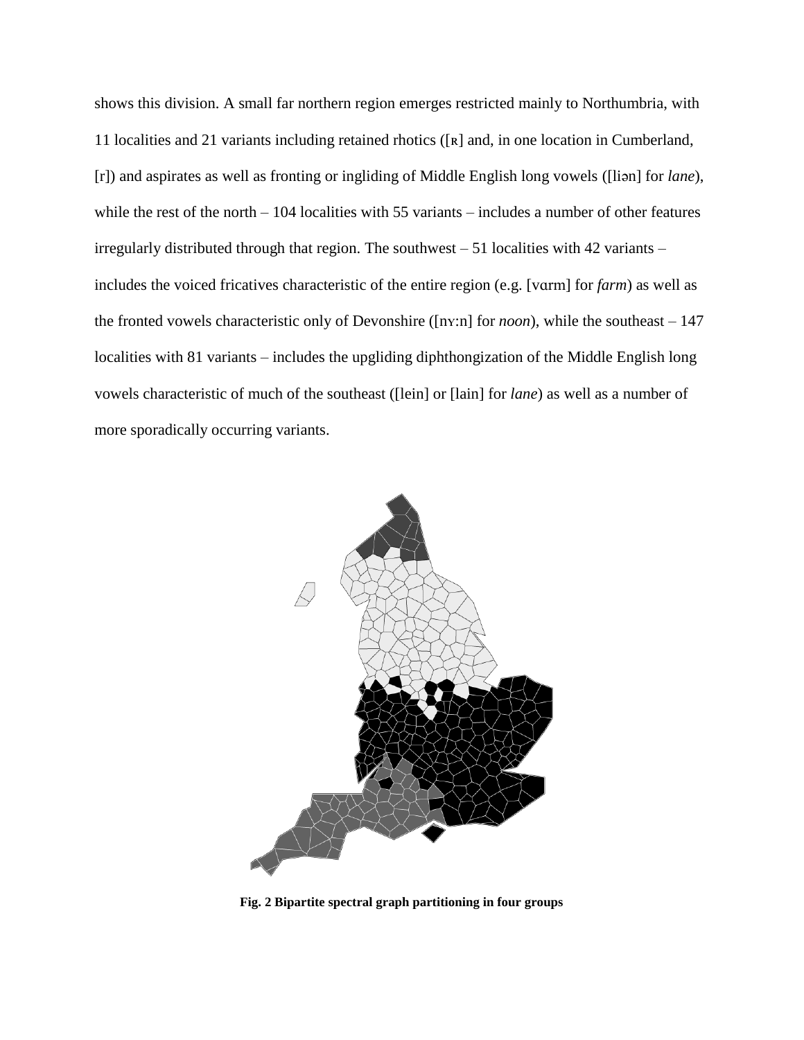shows this division. A small far northern region emerges restricted mainly to Northumbria, with 11 localities and 21 variants including retained rhotics ([ʀ] and, in one location in Cumberland, [r]) and aspirates as well as fronting or ingliding of Middle English long vowels ([liən] for *lane*), while the rest of the north – 104 localities with 55 variants – includes a number of other features irregularly distributed through that region. The southwest – 51 localities with 42 variants – includes the voiced fricatives characteristic of the entire region (e.g. [vɑrm] for *farm*) as well as the fronted vowels characteristic only of Devonshire ([nʏ:n] for *noon*), while the southeast – 147 localities with 81 variants – includes the upgliding diphthongization of the Middle English long vowels characteristic of much of the southeast ([lein] or [lain] for *lane*) as well as a number of more sporadically occurring variants.

**Fig. 2 Bipartite spectral graph partitioning in four groups**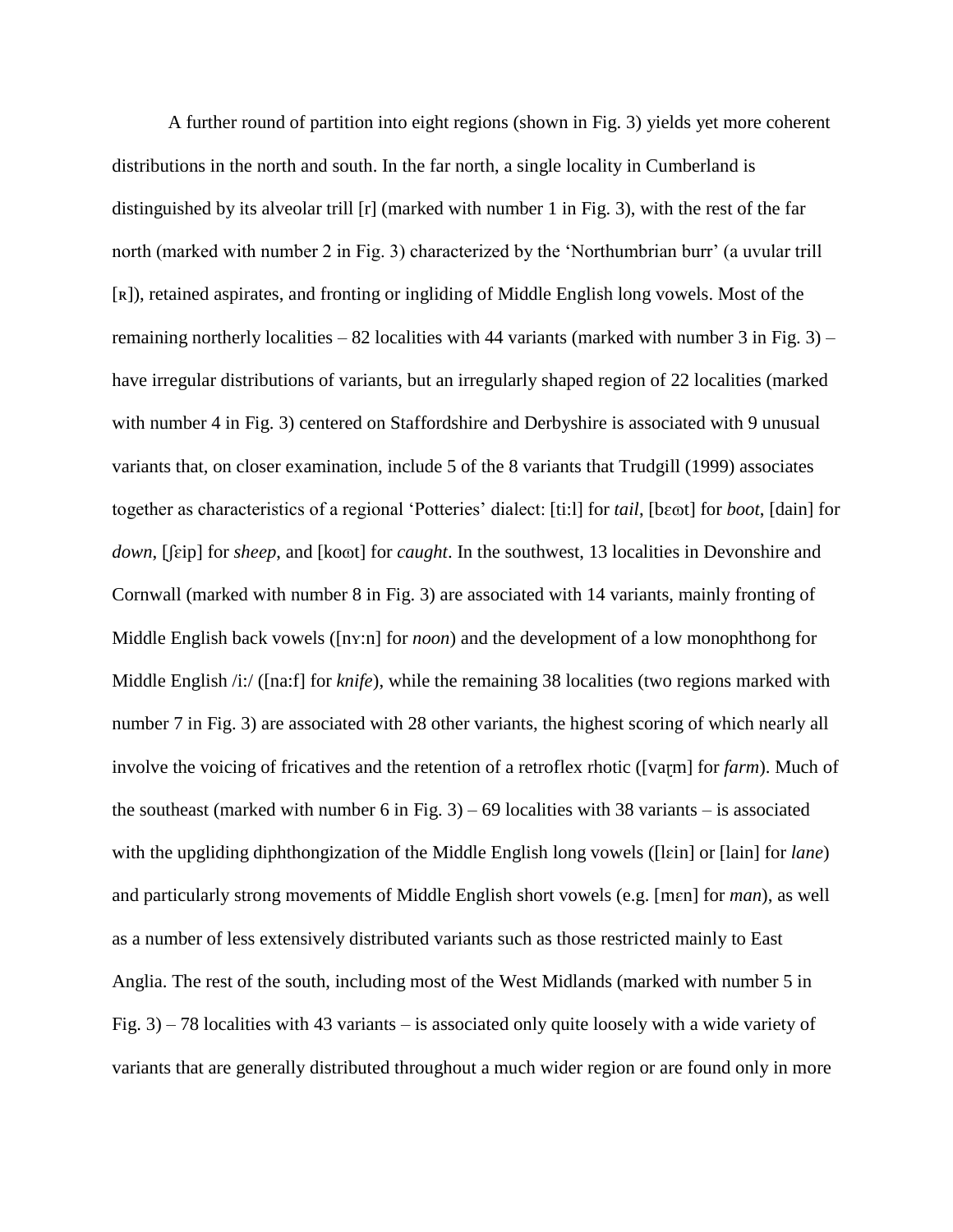A further round of partition into eight regions (shown in Fig. 3) yields yet more coherent distributions in the north and south. In the far north, a single locality in Cumberland is distinguished by its alveolar trill [r] (marked with number 1 in Fig. 3), with the rest of the far north (marked with number 2 in Fig. 3) characterized by the 'Northumbrian burr' (a uvular trill [ʀ]), retained aspirates, and fronting or ingliding of Middle English long vowels. Most of the remaining northerly localities – 82 localities with 44 variants (marked with number 3 in Fig. 3) – have irregular distributions of variants, but an irregularly shaped region of 22 localities (marked with number 4 in Fig. 3) centered on Staffordshire and Derbyshire is associated with 9 unusual variants that, on closer examination, include 5 of the 8 variants that Trudgill (1999) associates together as characteristics of a regional 'Potteries' dialect: [ti:l] for *tail*, [bɛɷt] for *boot*, [dain] for *down*, [ʃɛip] for *sheep*, and [koɷt] for *caught*. In the southwest, 13 localities in Devonshire and Cornwall (marked with number 8 in Fig. 3) are associated with 14 variants, mainly fronting of Middle English back vowels ([nʏ:n] for *noon*) and the development of a low monophthong for Middle English /i:/ ([na:f] for *knife*), while the remaining 38 localities (two regions marked with number 7 in Fig. 3) are associated with 28 other variants, the highest scoring of which nearly all involve the voicing of fricatives and the retention of a retroflex rhotic ([vaɽm] for *farm*). Much of the southeast (marked with number 6 in Fig. 3) – 69 localities with 38 variants – is associated with the upgliding diphthongization of the Middle English long vowels ([lɛin] or [lain] for *lane*) and particularly strong movements of Middle English short vowels (e.g. [mɛn] for *man*), as well as a number of less extensively distributed variants such as those restricted mainly to East Anglia. The rest of the south, including most of the West Midlands (marked with number 5 in Fig. 3) – 78 localities with 43 variants – is associated only quite loosely with a wide variety of variants that are generally distributed throughout a much wider region or are found only in more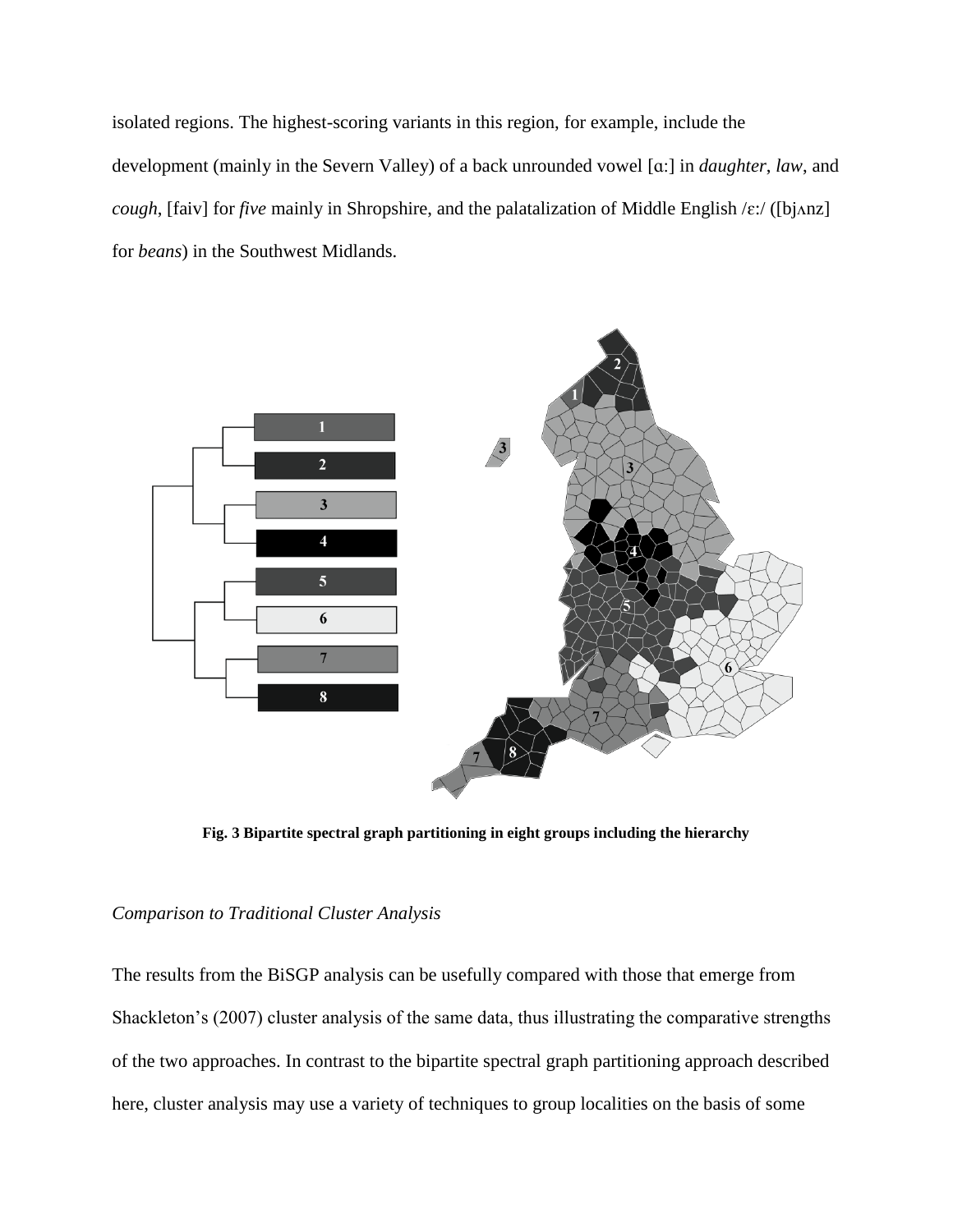isolated regions. The highest-scoring variants in this region, for example, include the development (mainly in the Severn Valley) of a back unrounded vowel [ɑː] in *daughter*, *law*, and *cough*, [faiv] for *five* mainly in Shropshire, and the palatalization of Middle English /ɛː/ ([bjʌnz] for *beans*) in the Southwest Midlands.

**Fig. 3 Bipartite spectral graph partitioning in eight groups including the hierarchy**

*Comparison to Traditional Cluster Analysis*

The results from the BiSGP analysis can be usefully compared with those that emerge from Shackleton's (2007) cluster analysis of the same data, thus illustrating the comparative strengths of the two approaches. In contrast to the bipartite spectral graph partitioning approach described here, cluster analysis may use a variety of techniques to group localities on the basis of some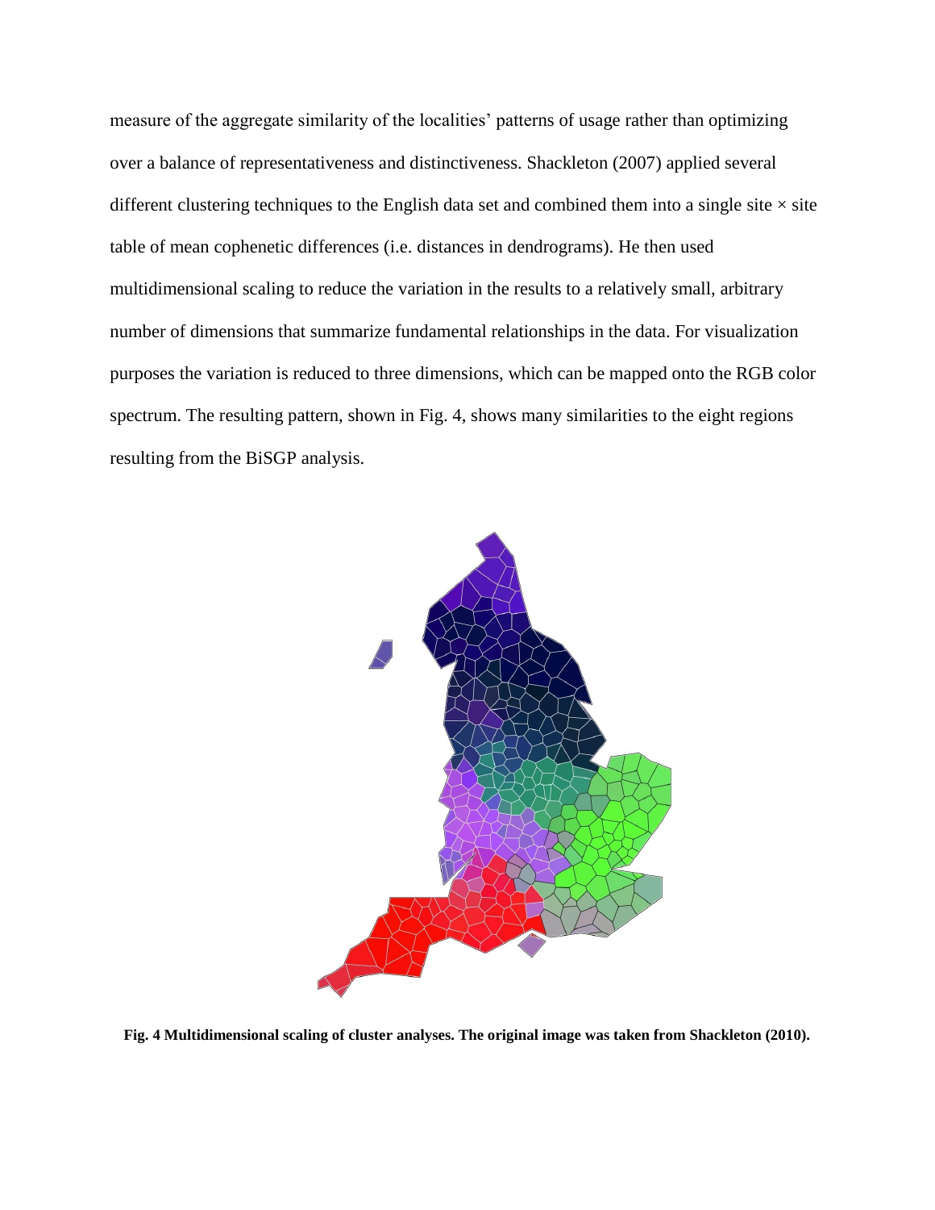measure of the aggregate similarity of the localities' patterns of usage rather than optimizing over a balance of representativeness and distinctiveness. Shackleton (2007) applied several different clustering techniques to the English data set and combined them into a single site × site table of mean cophenetic differences (i.e. distances in dendrograms). He then used multidimensional scaling to reduce the variation in the results to a relatively small, arbitrary number of dimensions that summarize fundamental relationships in the data. For visualization purposes the variation is reduced to three dimensions, which can be mapped onto the RGB color spectrum. The resulting pattern, shown in Fig. 4, shows many similarities to the eight regions resulting from the BiSGP analysis.

**Fig. 4 Multidimensional scaling of cluster analyses. The original image was taken from Shackleton (2010).**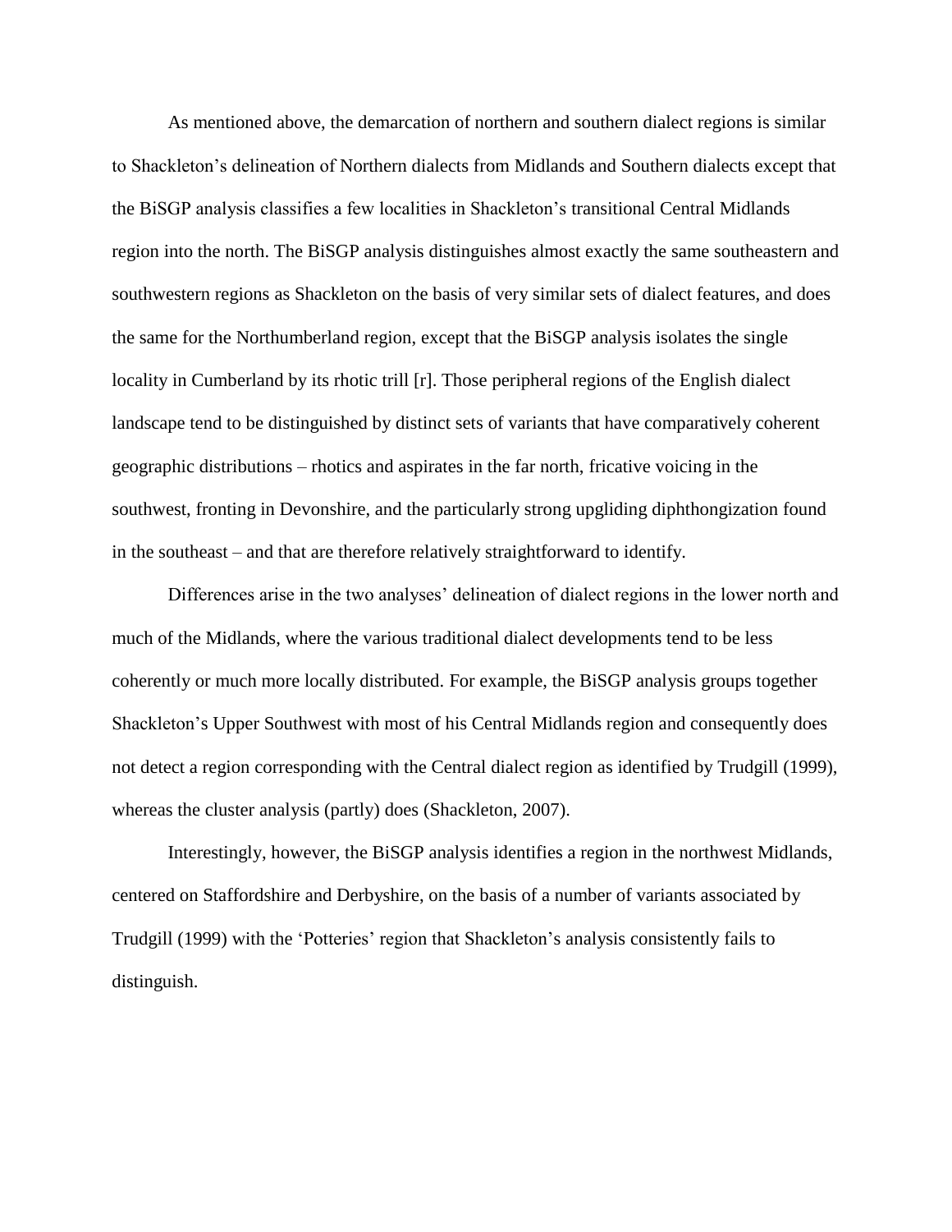As mentioned above, the demarcation of northern and southern dialect regions is similar to Shackleton's delineation of Northern dialects from Midlands and Southern dialects except that the BiSGP analysis classifies a few localities in Shackleton's transitional Central Midlands region into the north. The BiSGP analysis distinguishes almost exactly the same southeastern and southwestern regions as Shackleton on the basis of very similar sets of dialect features, and does the same for the Northumberland region, except that the BiSGP analysis isolates the single locality in Cumberland by its rhotic trill [r]. Those peripheral regions of the English dialect landscape tend to be distinguished by distinct sets of variants that have comparatively coherent geographic distributions – rhotics and aspirates in the far north, fricative voicing in the southwest, fronting in Devonshire, and the particularly strong upgliding diphthongization found in the southeast – and that are therefore relatively straightforward to identify.

Differences arise in the two analyses' delineation of dialect regions in the lower north and much of the Midlands, where the various traditional dialect developments tend to be less coherently or much more locally distributed. For example, the BiSGP analysis groups together Shackleton's Upper Southwest with most of his Central Midlands region and consequently does not detect a region corresponding with the Central dialect region as identified by Trudgill (1999), whereas the cluster analysis (partly) does (Shackleton, 2007).

Interestingly, however, the BiSGP analysis identifies a region in the northwest Midlands, centered on Staffordshire and Derbyshire, on the basis of a number of variants associated by Trudgill (1999) with the 'Potteries' region that Shackleton's analysis consistently fails to distinguish.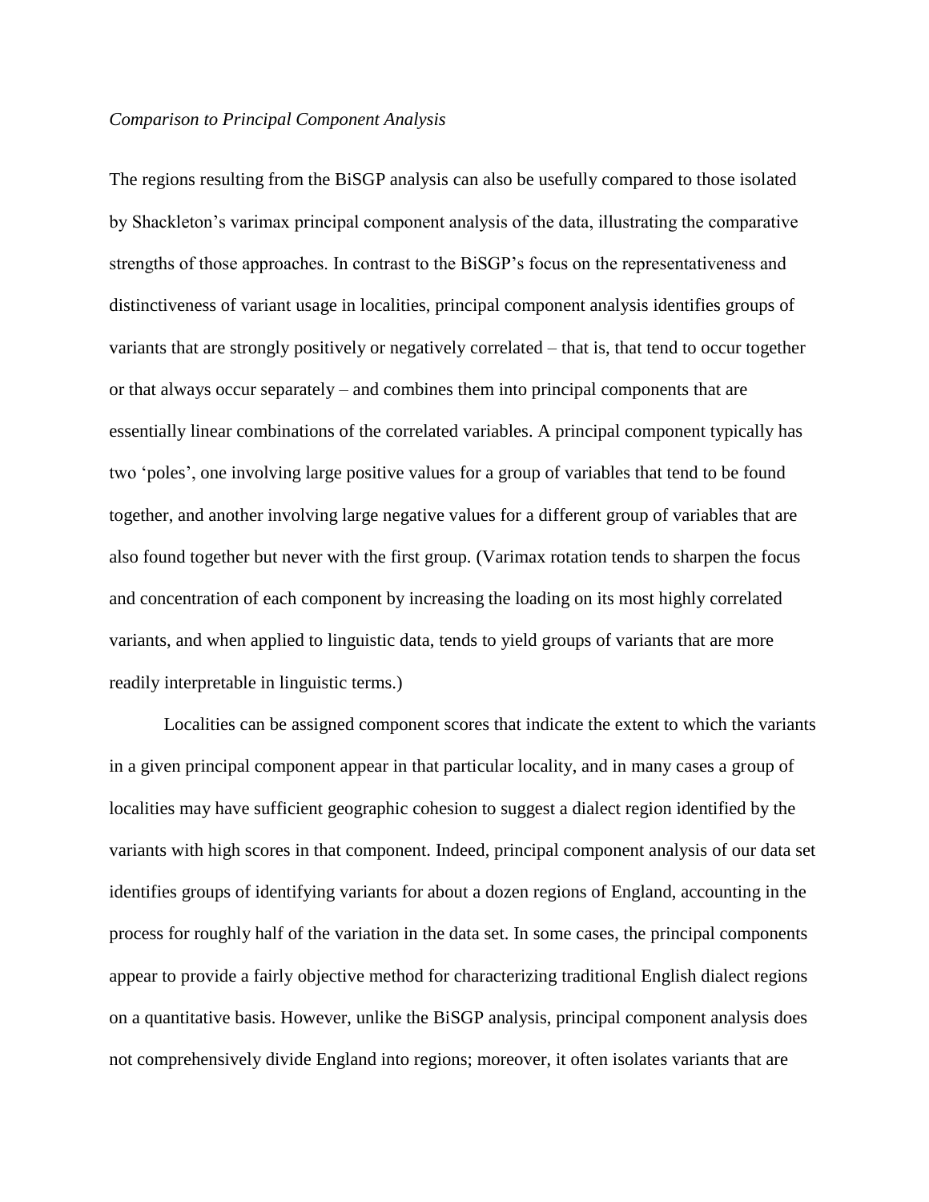*Comparison to Principal Component Analysis*

The regions resulting from the BiSGP analysis can also be usefully compared to those isolated by Shackleton's varimax principal component analysis of the data, illustrating the comparative strengths of those approaches. In contrast to the BiSGP's focus on the representativeness and distinctiveness of variant usage in localities, principal component analysis identifies groups of variants that are strongly positively or negatively correlated – that is, that tend to occur together or that always occur separately – and combines them into principal components that are essentially linear combinations of the correlated variables. A principal component typically has two 'poles', one involving large positive values for a group of variables that tend to be found together, and another involving large negative values for a different group of variables that are also found together but never with the first group. (Varimax rotation tends to sharpen the focus and concentration of each component by increasing the loading on its most highly correlated variants, and when applied to linguistic data, tends to yield groups of variants that are more readily interpretable in linguistic terms.)

Localities can be assigned component scores that indicate the extent to which the variants in a given principal component appear in that particular locality, and in many cases a group of localities may have sufficient geographic cohesion to suggest a dialect region identified by the variants with high scores in that component. Indeed, principal component analysis of our data set identifies groups of identifying variants for about a dozen regions of England, accounting in the process for roughly half of the variation in the data set. In some cases, the principal components appear to provide a fairly objective method for characterizing traditional English dialect regions on a quantitative basis. However, unlike the BiSGP analysis, principal component analysis does not comprehensively divide England into regions; moreover, it often isolates variants that are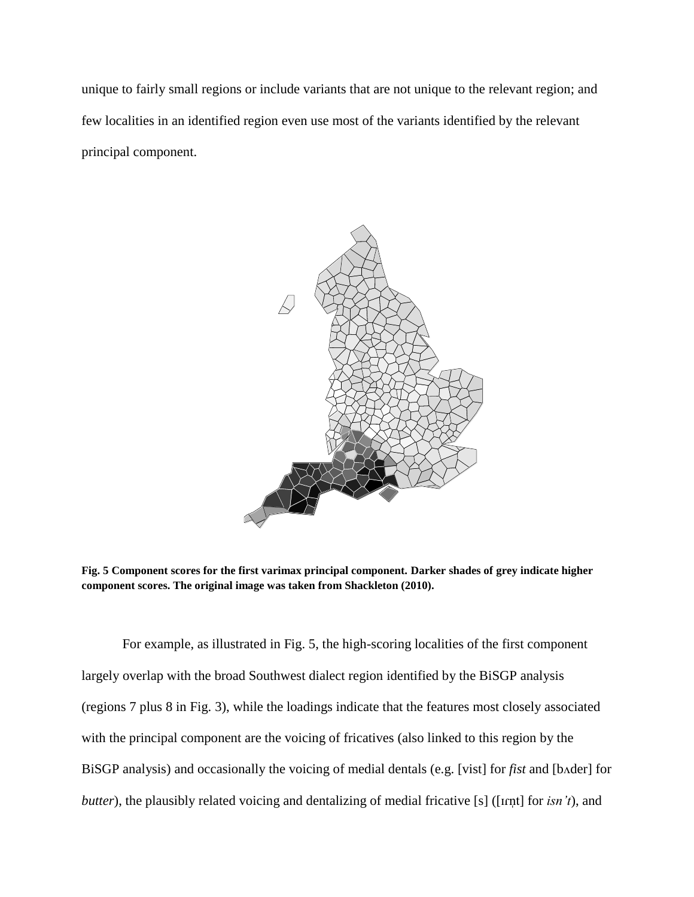unique to fairly small regions or include variants that are not unique to the relevant region; and few localities in an identified region even use most of the variants identified by the relevant principal component.

**Fig. 5 Component scores for the first varimax principal component. Darker shades of grey indicate higher component scores. The original image was taken from Shackleton (2010).**

For example, as illustrated in Fig. 5, the high-scoring localities of the first component largely overlap with the broad Southwest dialect region identified by the BiSGP analysis (regions 7 plus 8 in Fig. 3), while the loadings indicate that the features most closely associated with the principal component are the voicing of fricatives (also linked to this region by the BiSGP analysis) and occasionally the voicing of medial dentals (e.g. [vist] for *fist* and [bʌder] for *butter*), the plausibly related voicing and dentalizing of medial fricative [s] ([ɪɾn̩t] for *isn't*), and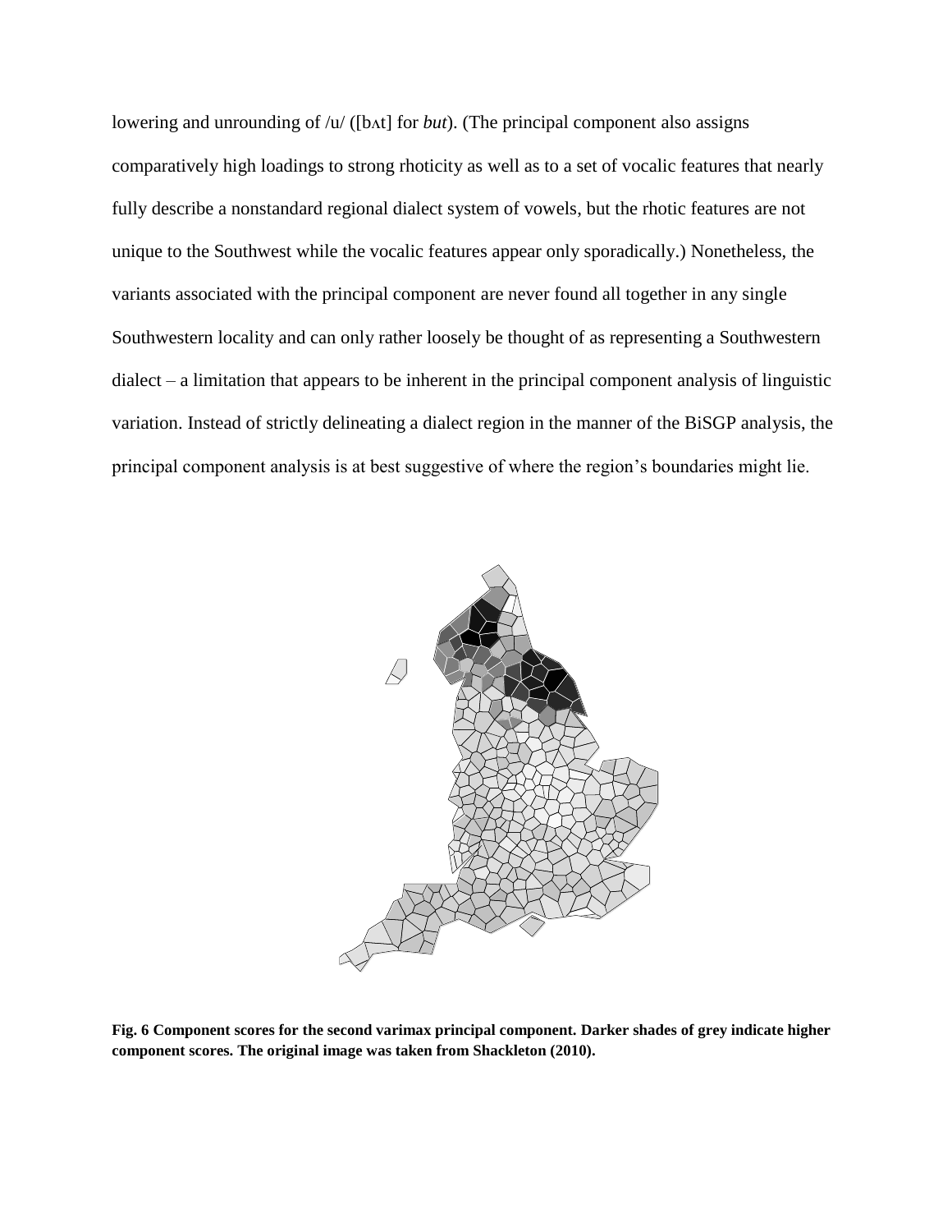lowering and unrounding of /u/ ([bʌt] for *but*). (The principal component also assigns comparatively high loadings to strong rhoticity as well as to a set of vocalic features that nearly fully describe a nonstandard regional dialect system of vowels, but the rhotic features are not unique to the Southwest while the vocalic features appear only sporadically.) Nonetheless, the variants associated with the principal component are never found all together in any single Southwestern locality and can only rather loosely be thought of as representing a Southwestern dialect – a limitation that appears to be inherent in the principal component analysis of linguistic variation. Instead of strictly delineating a dialect region in the manner of the BiSGP analysis, the principal component analysis is at best suggestive of where the region's boundaries might lie.

**Fig. 6 Component scores for the second varimax principal component. Darker shades of grey indicate higher component scores. The original image was taken from Shackleton (2010).**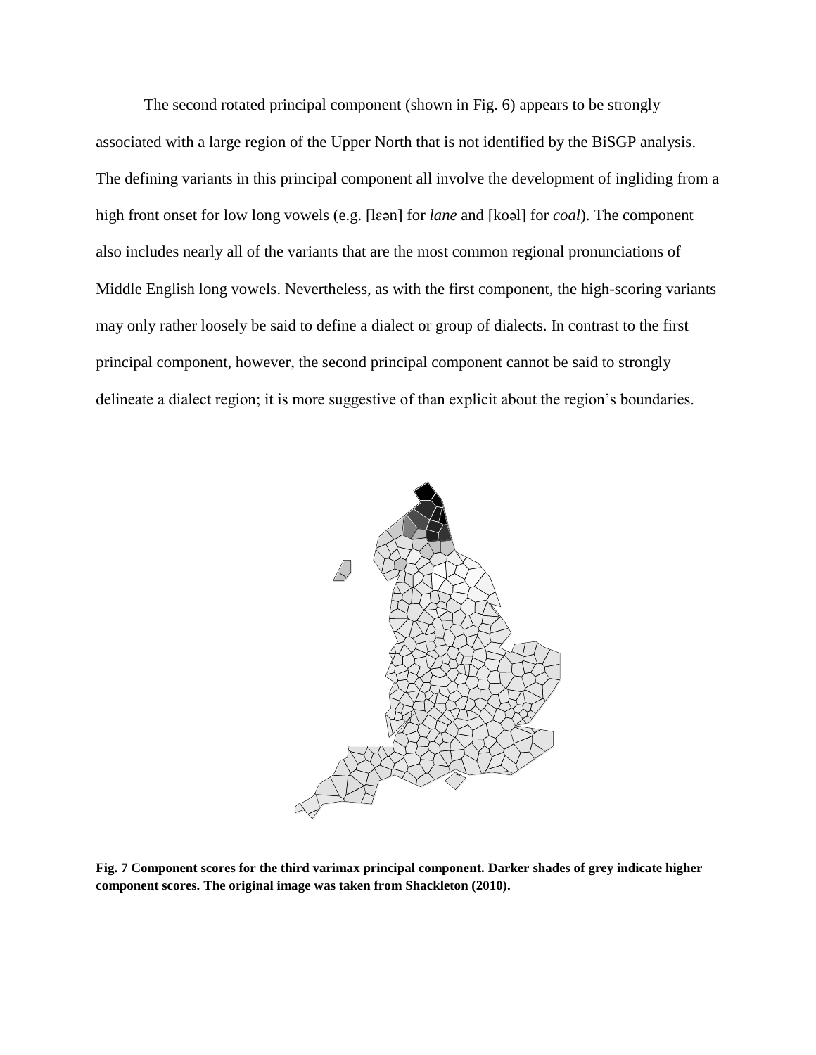The second rotated principal component (shown in Fig. 6) appears to be strongly associated with a large region of the Upper North that is not identified by the BiSGP analysis. The defining variants in this principal component all involve the development of ingliding from a high front onset for low long vowels (e.g. [lɛən] for *lane* and [koəl] for *coal*). The component also includes nearly all of the variants that are the most common regional pronunciations of Middle English long vowels. Nevertheless, as with the first component, the high-scoring variants may only rather loosely be said to define a dialect or group of dialects. In contrast to the first principal component, however, the second principal component cannot be said to strongly delineate a dialect region; it is more suggestive of than explicit about the region's boundaries.

**Fig. 7 Component scores for the third varimax principal component. Darker shades of grey indicate higher component scores. The original image was taken from Shackleton (2010).**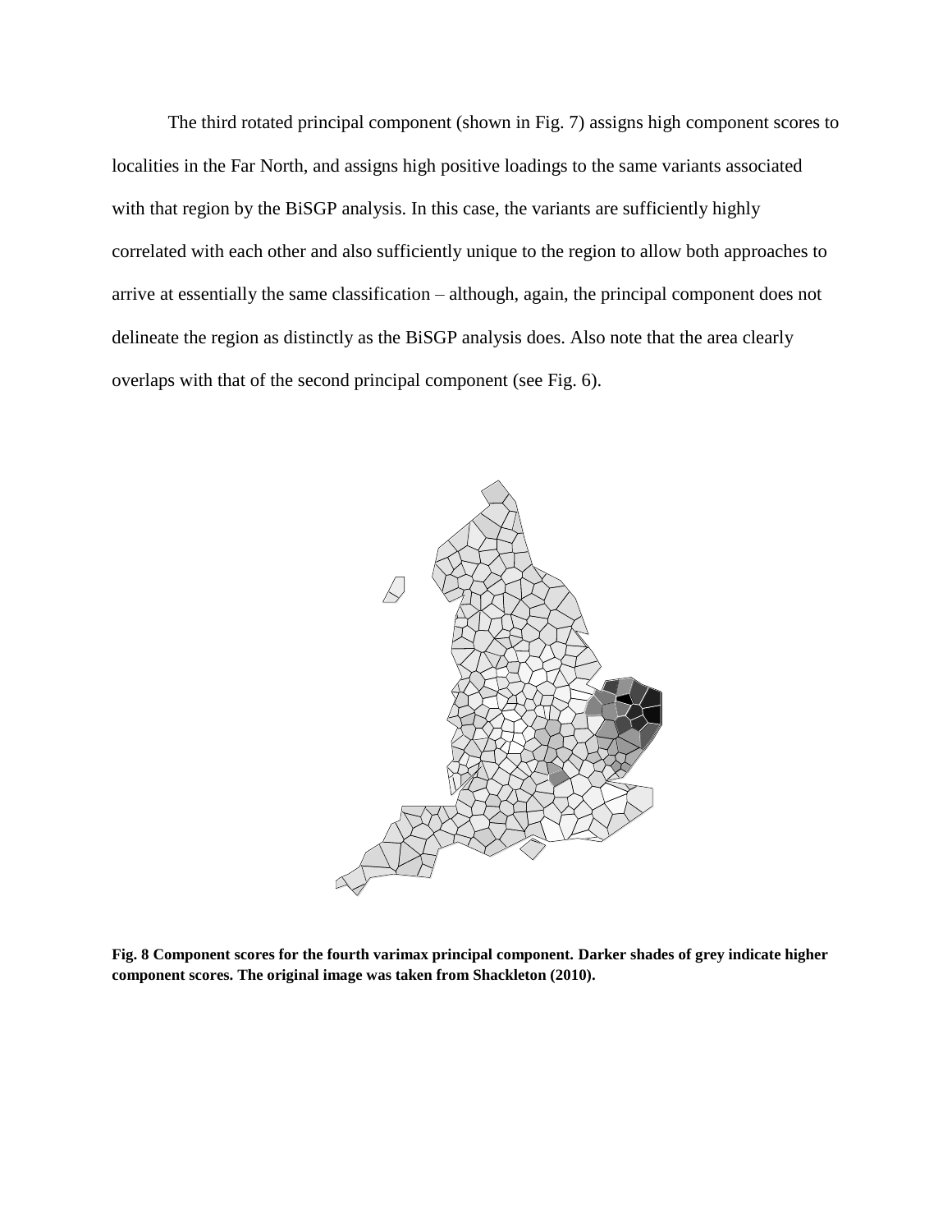The third rotated principal component (shown in Fig. 7) assigns high component scores to localities in the Far North, and assigns high positive loadings to the same variants associated with that region by the BiSGP analysis. In this case, the variants are sufficiently highly correlated with each other and also sufficiently unique to the region to allow both approaches to arrive at essentially the same classification – although, again, the principal component does not delineate the region as distinctly as the BiSGP analysis does. Also note that the area clearly overlaps with that of the second principal component (see Fig. 6).

**Fig. 8 Component scores for the fourth varimax principal component. Darker shades of grey indicate higher component scores. The original image was taken from Shackleton (2010).**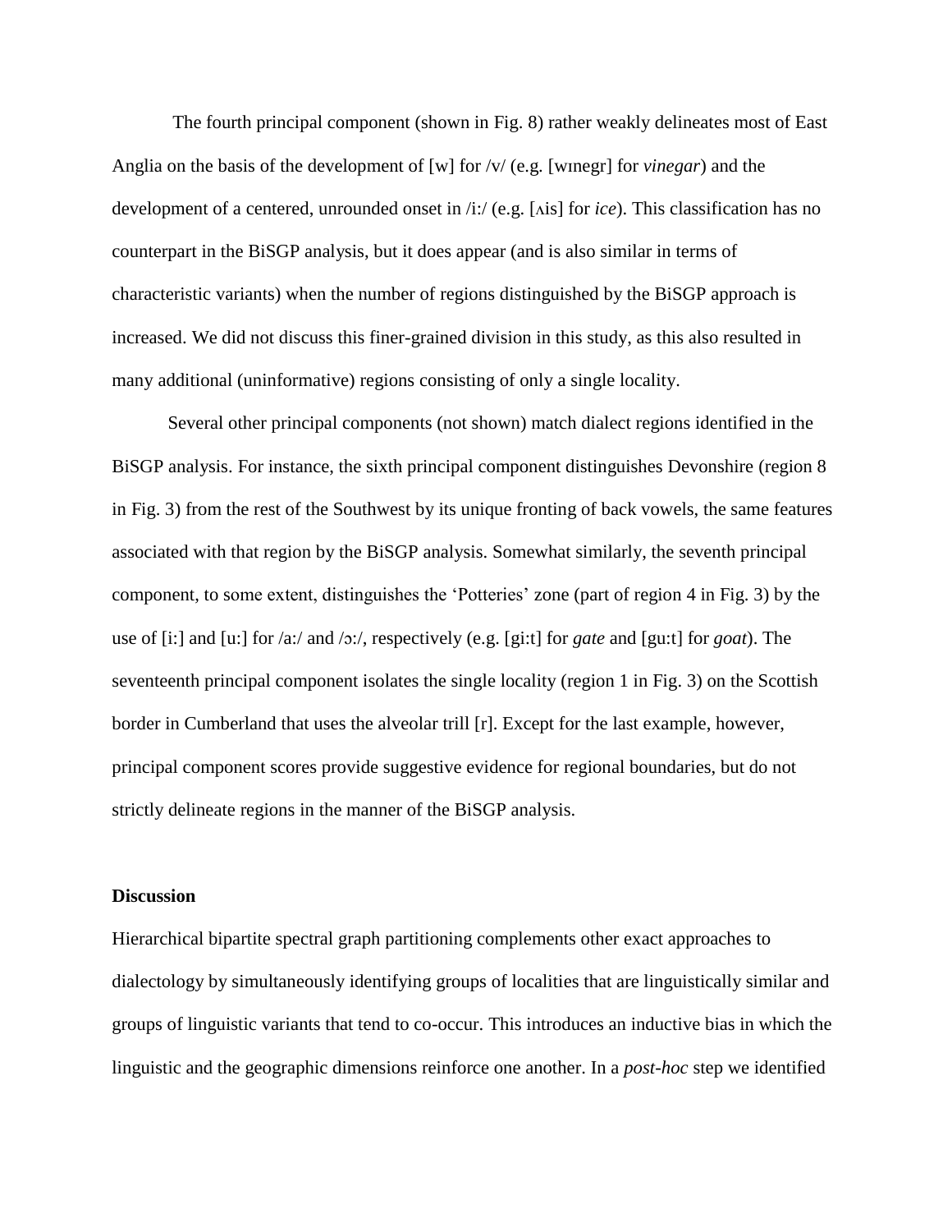The fourth principal component (shown in Fig. 8) rather weakly delineates most of East Anglia on the basis of the development of [w] for /v/ (e.g. [wɪnegr] for *vinegar*) and the development of a centered, unrounded onset in /iː/ (e.g. [ʌis] for *ice*). This classification has no counterpart in the BiSGP analysis, but it does appear (and is also similar in terms of characteristic variants) when the number of regions distinguished by the BiSGP approach is increased. We did not discuss this finer-grained division in this study, as this also resulted in many additional (uninformative) regions consisting of only a single locality.

Several other principal components (not shown) match dialect regions identified in the BiSGP analysis. For instance, the sixth principal component distinguishes Devonshire (region 8 in Fig. 3) from the rest of the Southwest by its unique fronting of back vowels, the same features associated with that region by the BiSGP analysis. Somewhat similarly, the seventh principal component, to some extent, distinguishes the 'Potteries' zone (part of region 4 in Fig. 3) by the use of [iː] and [uː] for /aː/ and /ɔː/, respectively (e.g. [giːt] for *gate* and [guːt] for *goat*). The seventeenth principal component isolates the single locality (region 1 in Fig. 3) on the Scottish border in Cumberland that uses the alveolar trill [r]. Except for the last example, however, principal component scores provide suggestive evidence for regional boundaries, but do not strictly delineate regions in the manner of the BiSGP analysis.

## Discussion

Hierarchical bipartite spectral graph partitioning complements other exact approaches to dialectology by simultaneously identifying groups of localities that are linguistically similar and groups of linguistic variants that tend to co-occur. This introduces an inductive bias in which the linguistic and the geographic dimensions reinforce one another. In a *post-hoc* step we identified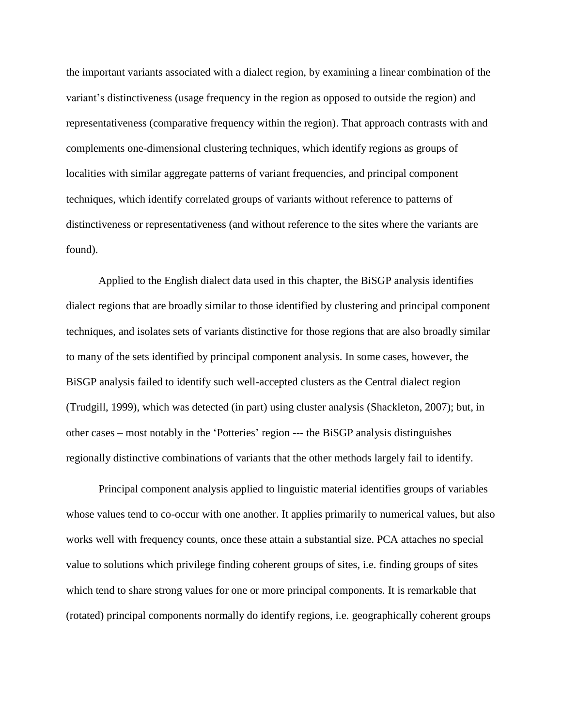the important variants associated with a dialect region, by examining a linear combination of the variant's distinctiveness (usage frequency in the region as opposed to outside the region) and representativeness (comparative frequency within the region). That approach contrasts with and complements one-dimensional clustering techniques, which identify regions as groups of localities with similar aggregate patterns of variant frequencies, and principal component techniques, which identify correlated groups of variants without reference to patterns of distinctiveness or representativeness (and without reference to the sites where the variants are found).

Applied to the English dialect data used in this chapter, the BiSGP analysis identifies dialect regions that are broadly similar to those identified by clustering and principal component techniques, and isolates sets of variants distinctive for those regions that are also broadly similar to many of the sets identified by principal component analysis. In some cases, however, the BiSGP analysis failed to identify such well-accepted clusters as the Central dialect region (Trudgill, 1999), which was detected (in part) using cluster analysis (Shackleton, 2007); but, in other cases – most notably in the 'Potteries' region --- the BiSGP analysis distinguishes regionally distinctive combinations of variants that the other methods largely fail to identify.

Principal component analysis applied to linguistic material identifies groups of variables whose values tend to co-occur with one another. It applies primarily to numerical values, but also works well with frequency counts, once these attain a substantial size. PCA attaches no special value to solutions which privilege finding coherent groups of sites, i.e. finding groups of sites which tend to share strong values for one or more principal components. It is remarkable that (rotated) principal components normally do identify regions, i.e. geographically coherent groups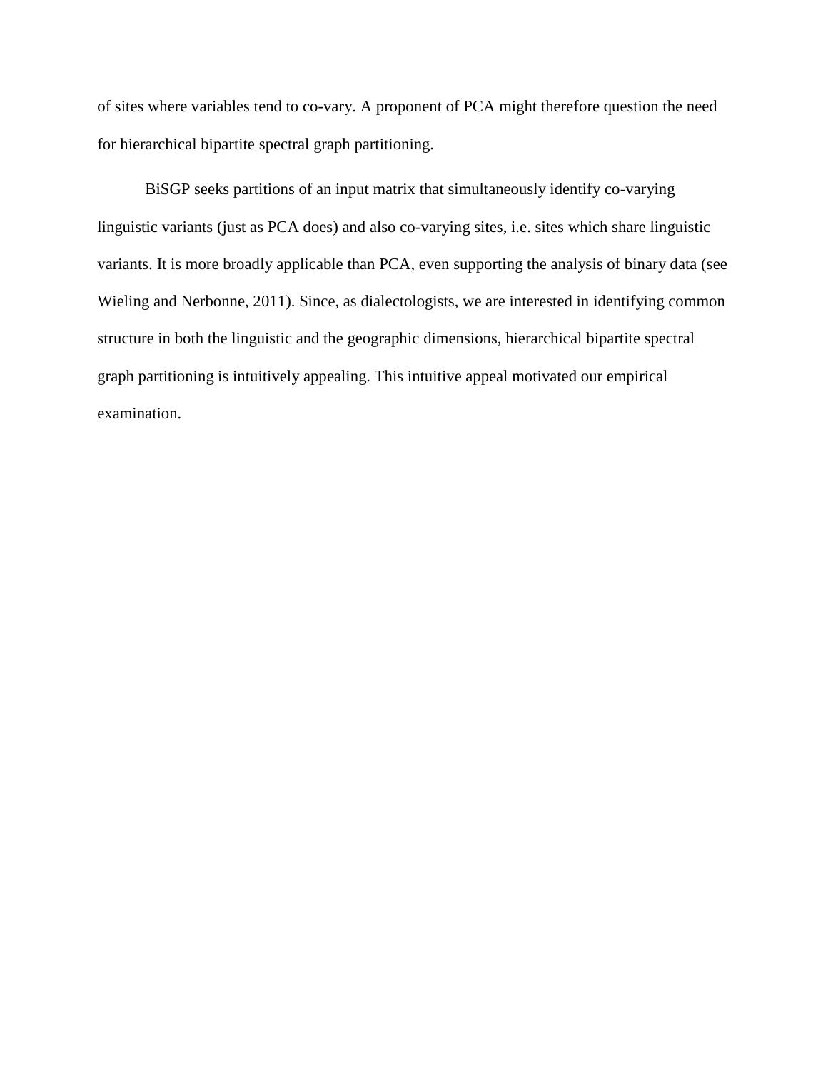of sites where variables tend to co-vary. A proponent of PCA might therefore question the need for hierarchical bipartite spectral graph partitioning.

BiSGP seeks partitions of an input matrix that simultaneously identify co-varying linguistic variants (just as PCA does) and also co-varying sites, i.e. sites which share linguistic variants. It is more broadly applicable than PCA, even supporting the analysis of binary data (see Wieling and Nerbonne, 2011). Since, as dialectologists, we are interested in identifying common structure in both the linguistic and the geographic dimensions, hierarchical bipartite spectral graph partitioning is intuitively appealing. This intuitive appeal motivated our empirical examination.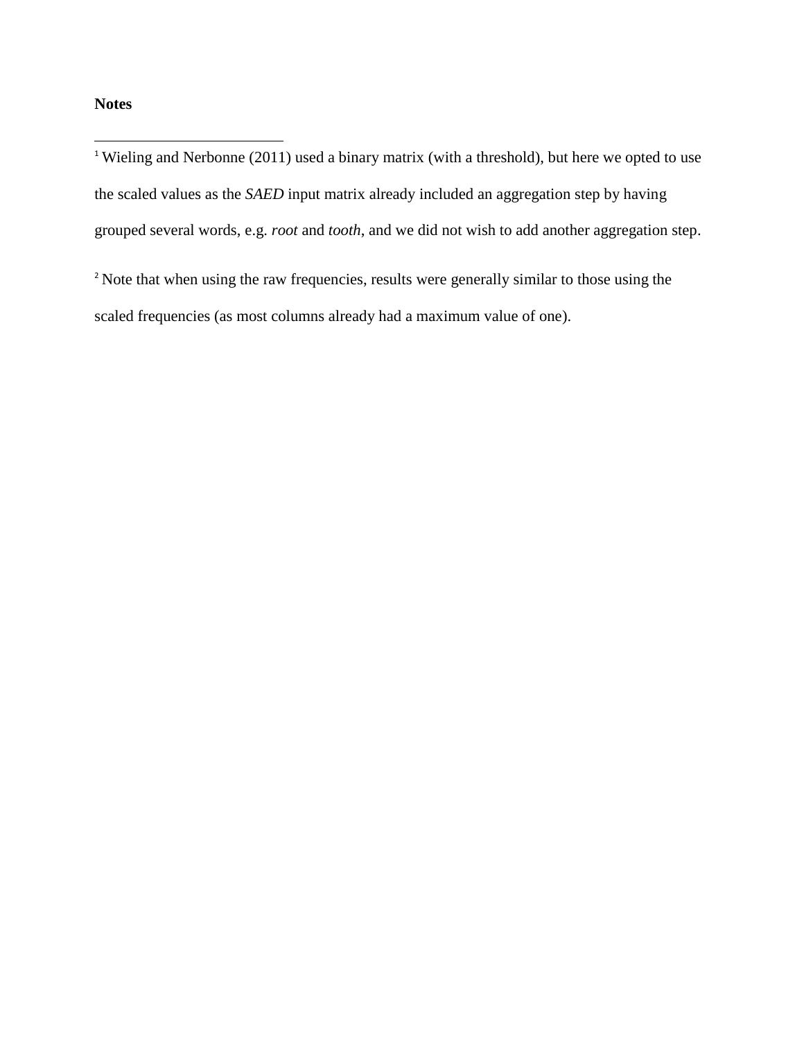**Notes**

[1] Wieling and Nerbonne (2011) used a binary matrix (with a threshold), but here we opted to use the scaled values as the *SAED* input matrix already included an aggregation step by having grouped several words, e.g. *root* and *tooth*, and we did not wish to add another aggregation step.

[2] Note that when using the raw frequencies, results were generally similar to those using the scaled frequencies (as most columns already had a maximum value of one).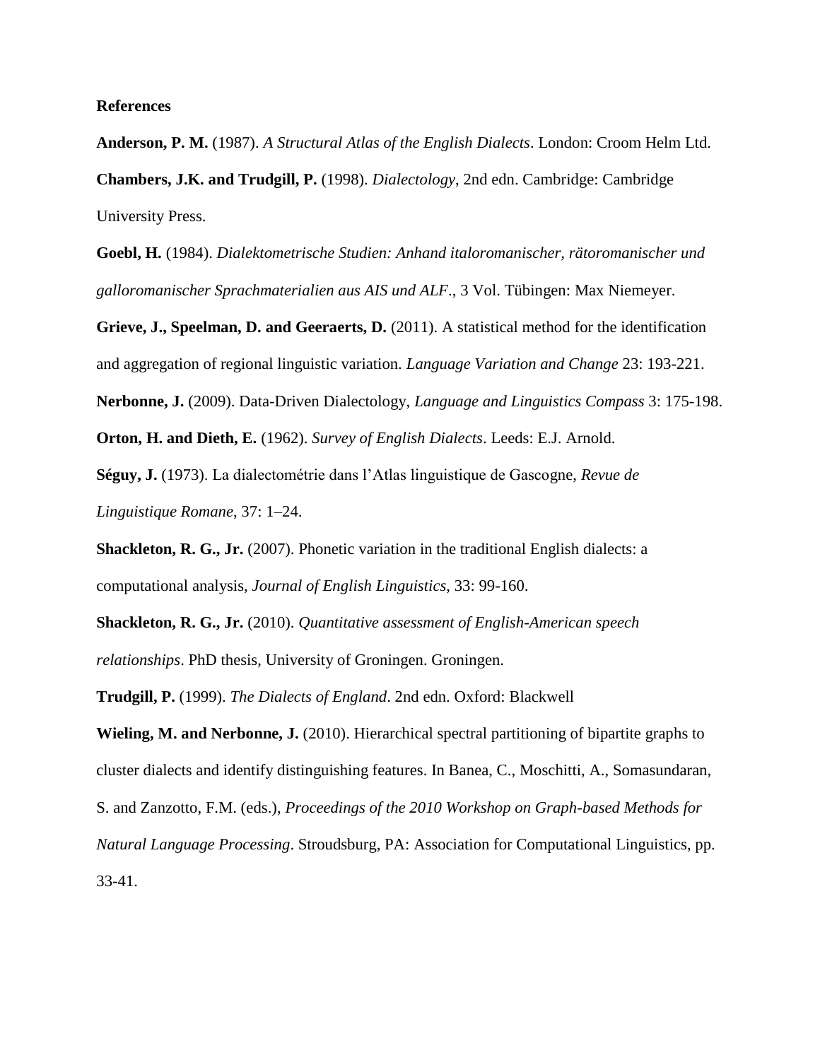**References**

**Anderson, P. M.** (1987). *A Structural Atlas of the English Dialects*. London: Croom Helm Ltd.

**Chambers, J.K. and Trudgill, P.** (1998). *Dialectology*, 2nd edn. Cambridge: Cambridge University Press.

**Goebl, H.** (1984). *Dialektometrische Studien: Anhand italoromanischer, rätoromanischer und galloromanischer Sprachmaterialien aus AIS und ALF*., 3 Vol. Tübingen: Max Niemeyer.

**Grieve, J., Speelman, D. and Geeraerts, D.** (2011). A statistical method for the identification and aggregation of regional linguistic variation. *Language Variation and Change* 23: 193-221.

**Nerbonne, J.** (2009). Data-Driven Dialectology, *Language and Linguistics Compass* 3: 175-198.

**Orton, H. and Dieth, E.** (1962). *Survey of English Dialects*. Leeds: E.J. Arnold.

**Séguy, J.** (1973). La dialectométrie dans l'Atlas linguistique de Gascogne, *Revue de Linguistique Romane*, 37: 1–24.

**Shackleton, R. G., Jr.** (2007). Phonetic variation in the traditional English dialects: a computational analysis, *Journal of English Linguistics*, 33: 99-160.

**Shackleton, R. G., Jr.** (2010). *Quantitative assessment of English-American speech relationships*. PhD thesis, University of Groningen. Groningen.

**Trudgill, P.** (1999). *The Dialects of England*. 2nd edn. Oxford: Blackwell

**Wieling, M. and Nerbonne, J.** (2010). Hierarchical spectral partitioning of bipartite graphs to cluster dialects and identify distinguishing features. In Banea, C., Moschitti, A., Somasundaran, S. and Zanzotto, F.M. (eds.), *Proceedings of the 2010 Workshop on Graph-based Methods for Natural Language Processing*. Stroudsburg, PA: Association for Computational Linguistics, pp. 33-41.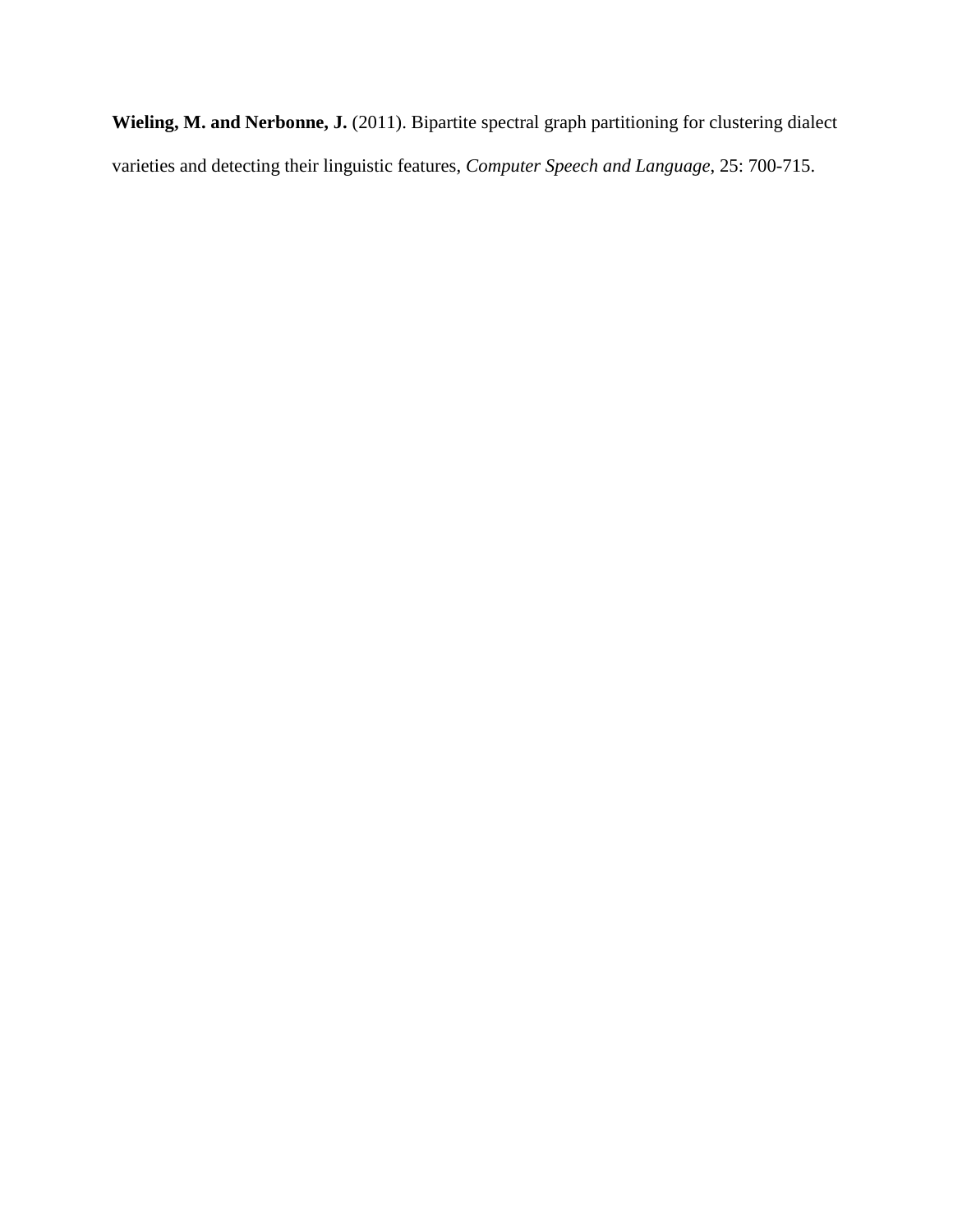**Wieling, M. and Nerbonne, J.** (2011). Bipartite spectral graph partitioning for clustering dialect varieties and detecting their linguistic features, *Computer Speech and Language*, 25: 700-715.